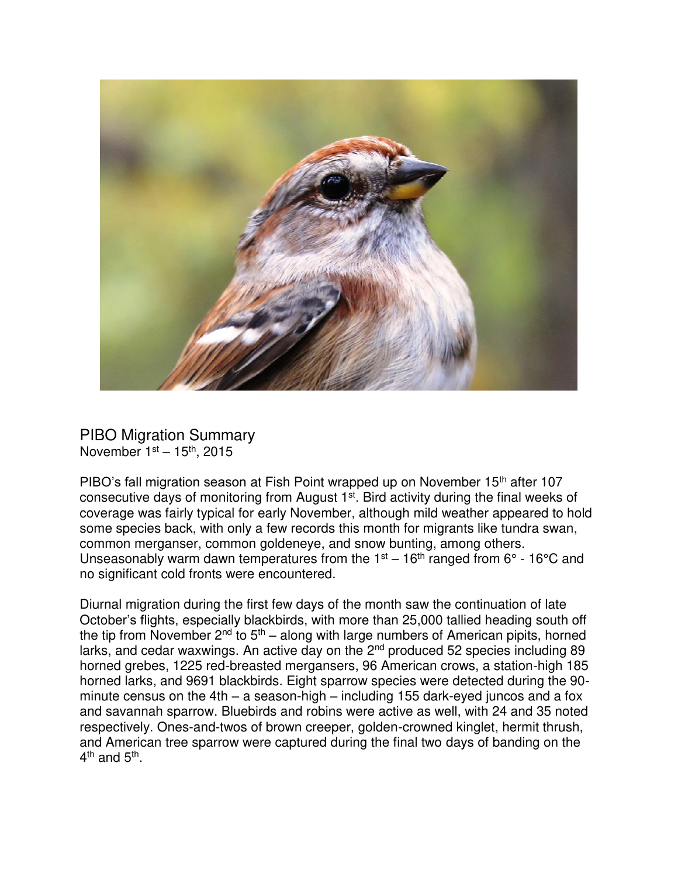# PIBO Migration Summary

November 1st – 15th, 2015

PIBO's fall migration season at Fish Point wrapped up on November 15th after 107 consecutive days of monitoring from August 1st. Bird activity during the final weeks of coverage was fairly typical for early November, although mild weather appeared to hold some species back, with only a few records this month for migrants like tundra swan, common merganser, common goldeneye, and snow bunting, among others. Unseasonably warm dawn temperatures from the 1st – 16th ranged from 6° - 16°C and no significant cold fronts were encountered.

Diurnal migration during the first few days of the month saw the continuation of late October's flights, especially blackbirds, with more than 25,000 tallied heading south off the tip from November 2nd to 5th – along with large numbers of American pipits, horned larks, and cedar waxwings. An active day on the 2nd produced 52 species including 89 horned grebes, 1225 red-breasted mergansers, 96 American crows, a station-high 185 horned larks, and 9691 blackbirds. Eight sparrow species were detected during the 90-minute census on the 4th – a season-high – including 155 dark-eyed juncos and a fox and savannah sparrow. Bluebirds and robins were active as well, with 24 and 35 noted respectively. Ones-and-twos of brown creeper, golden-crowned kinglet, hermit thrush, and American tree sparrow were captured during the final two days of banding on the 4th and 5th.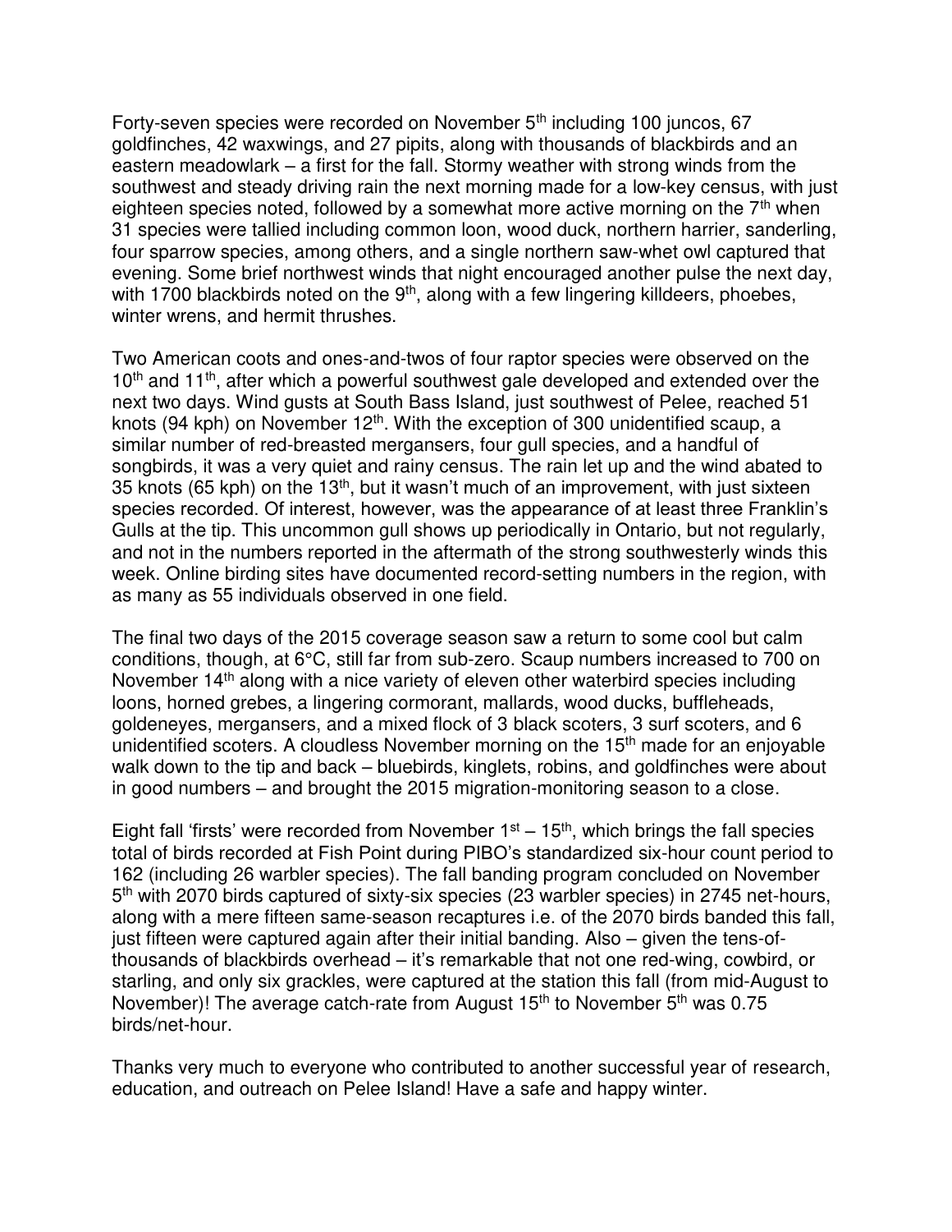Forty-seven species were recorded on November 5th including 100 juncos, 67 goldfinches, 42 waxwings, and 27 pipits, along with thousands of blackbirds and an eastern meadowlark – a first for the fall. Stormy weather with strong winds from the southwest and steady driving rain the next morning made for a low-key census, with just eighteen species noted, followed by a somewhat more active morning on the 7th when 31 species were tallied including common loon, wood duck, northern harrier, sanderling, four sparrow species, among others, and a single northern saw-whet owl captured that evening. Some brief northwest winds that night encouraged another pulse the next day, with 1700 blackbirds noted on the 9th, along with a few lingering killdeers, phoebes, winter wrens, and hermit thrushes.

Two American coots and ones-and-twos of four raptor species were observed on the 10th and 11th, after which a powerful southwest gale developed and extended over the next two days. Wind gusts at South Bass Island, just southwest of Pelee, reached 51 knots (94 kph) on November 12th. With the exception of 300 unidentified scaup, a similar number of red-breasted mergansers, four gull species, and a handful of songbirds, it was a very quiet and rainy census. The rain let up and the wind abated to 35 knots (65 kph) on the 13th, but it wasn't much of an improvement, with just sixteen species recorded. Of interest, however, was the appearance of at least three Franklin's Gulls at the tip. This uncommon gull shows up periodically in Ontario, but not regularly, and not in the numbers reported in the aftermath of the strong southwesterly winds this week. Online birding sites have documented record-setting numbers in the region, with as many as 55 individuals observed in one field.

The final two days of the 2015 coverage season saw a return to some cool but calm conditions, though, at 6°C, still far from sub-zero. Scaup numbers increased to 700 on November 14th along with a nice variety of eleven other waterbird species including loons, horned grebes, a lingering cormorant, mallards, wood ducks, buffleheads, goldeneyes, mergansers, and a mixed flock of 3 black scoters, 3 surf scoters, and 6 unidentified scoters. A cloudless November morning on the 15th made for an enjoyable walk down to the tip and back – bluebirds, kinglets, robins, and goldfinches were about in good numbers – and brought the 2015 migration-monitoring season to a close.

Eight fall 'firsts' were recorded from November 1st – 15th, which brings the fall species total of birds recorded at Fish Point during PIBO's standardized six-hour count period to 162 (including 26 warbler species). The fall banding program concluded on November 5th with 2070 birds captured of sixty-six species (23 warbler species) in 2745 net-hours, along with a mere fifteen same-season recaptures i.e. of the 2070 birds banded this fall, just fifteen were captured again after their initial banding. Also – given the tens-of-thousands of blackbirds overhead – it's remarkable that not one red-wing, cowbird, or starling, and only six grackles, were captured at the station this fall (from mid-August to November)! The average catch-rate from August 15th to November 5th was 0.75 birds/net-hour.

Thanks very much to everyone who contributed to another successful year of research, education, and outreach on Pelee Island! Have a safe and happy winter.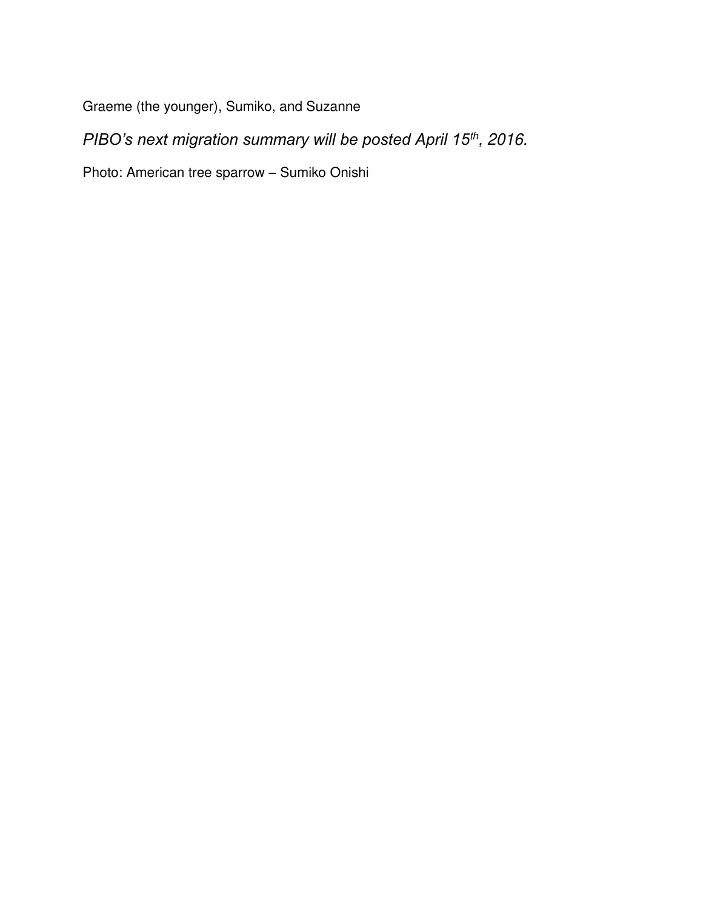Graeme (the younger), Sumiko, and Suzanne

*PIBO's next migration summary will be posted April 15th, 2016.*

Photo: American tree sparrow – Sumiko Onishi